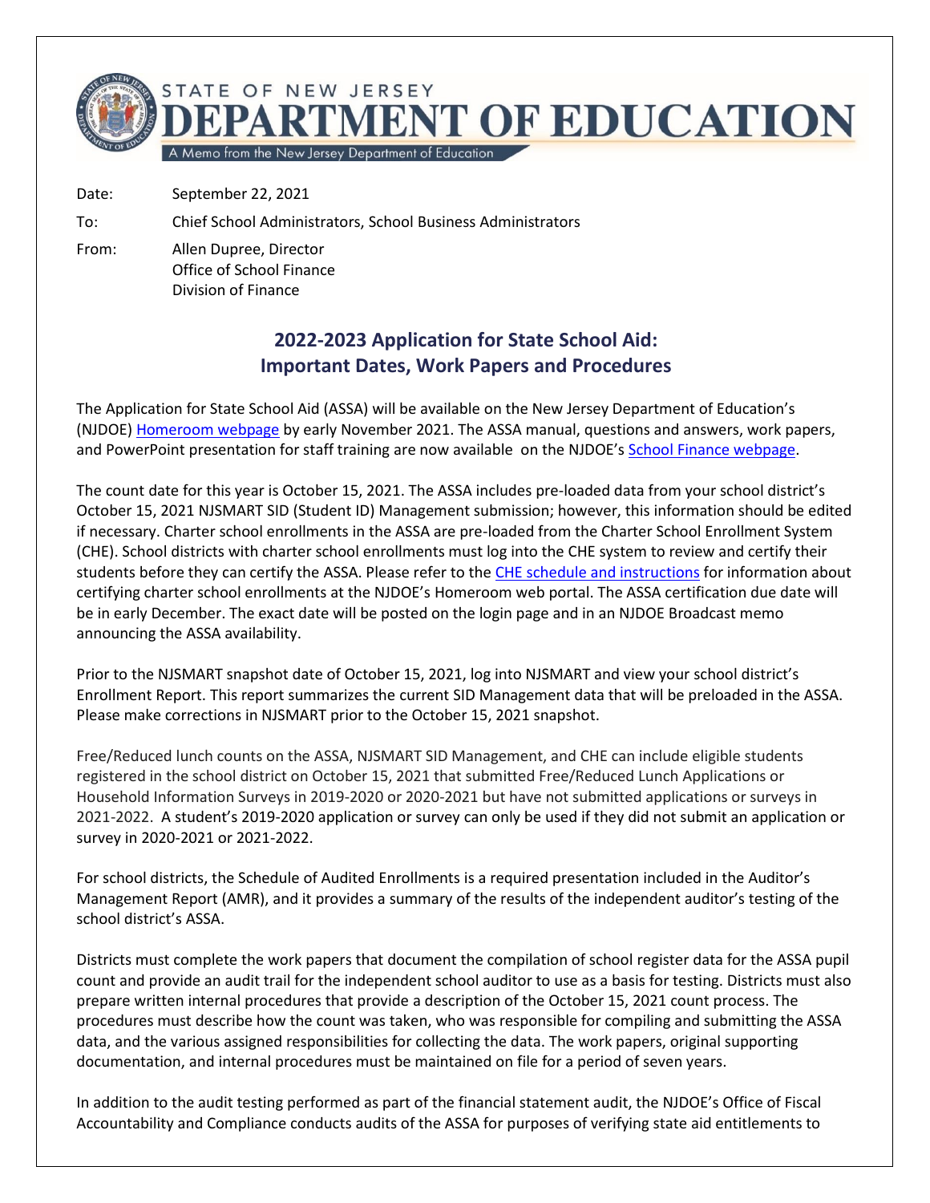STATE OF NEW JERSEY
# DEPARTMENT OF EDUCATION
A Memo from the New Jersey Department of Education

Date: September 22, 2021

To: Chief School Administrators, School Business Administrators

From: Allen Dupree, Director
Office of School Finance
Division of Finance

## 2022-2023 Application for State School Aid: Important Dates, Work Papers and Procedures

The Application for State School Aid (ASSA) will be available on the New Jersey Department of Education's (NJDOE) Homeroom webpage by early November 2021. The ASSA manual, questions and answers, work papers, and PowerPoint presentation for staff training are now available on the NJDOE's School Finance webpage.

The count date for this year is October 15, 2021. The ASSA includes pre-loaded data from your school district's October 15, 2021 NJSMART SID (Student ID) Management submission; however, this information should be edited if necessary. Charter school enrollments in the ASSA are pre-loaded from the Charter School Enrollment System (CHE). School districts with charter school enrollments must log into the CHE system to review and certify their students before they can certify the ASSA. Please refer to the CHE schedule and instructions for information about certifying charter school enrollments at the NJDOE's Homeroom web portal. The ASSA certification due date will be in early December. The exact date will be posted on the login page and in an NJDOE Broadcast memo announcing the ASSA availability.

Prior to the NJSMART snapshot date of October 15, 2021, log into NJSMART and view your school district's Enrollment Report. This report summarizes the current SID Management data that will be preloaded in the ASSA. Please make corrections in NJSMART prior to the October 15, 2021 snapshot.

Free/Reduced lunch counts on the ASSA, NJSMART SID Management, and CHE can include eligible students registered in the school district on October 15, 2021 that submitted Free/Reduced Lunch Applications or Household Information Surveys in 2019-2020 or 2020-2021 but have not submitted applications or surveys in 2021-2022. A student's 2019-2020 application or survey can only be used if they did not submit an application or survey in 2020-2021 or 2021-2022.

For school districts, the Schedule of Audited Enrollments is a required presentation included in the Auditor's Management Report (AMR), and it provides a summary of the results of the independent auditor's testing of the school district's ASSA.

Districts must complete the work papers that document the compilation of school register data for the ASSA pupil count and provide an audit trail for the independent school auditor to use as a basis for testing. Districts must also prepare written internal procedures that provide a description of the October 15, 2021 count process. The procedures must describe how the count was taken, who was responsible for compiling and submitting the ASSA data, and the various assigned responsibilities for collecting the data. The work papers, original supporting documentation, and internal procedures must be maintained on file for a period of seven years.

In addition to the audit testing performed as part of the financial statement audit, the NJDOE's Office of Fiscal Accountability and Compliance conducts audits of the ASSA for purposes of verifying state aid entitlements to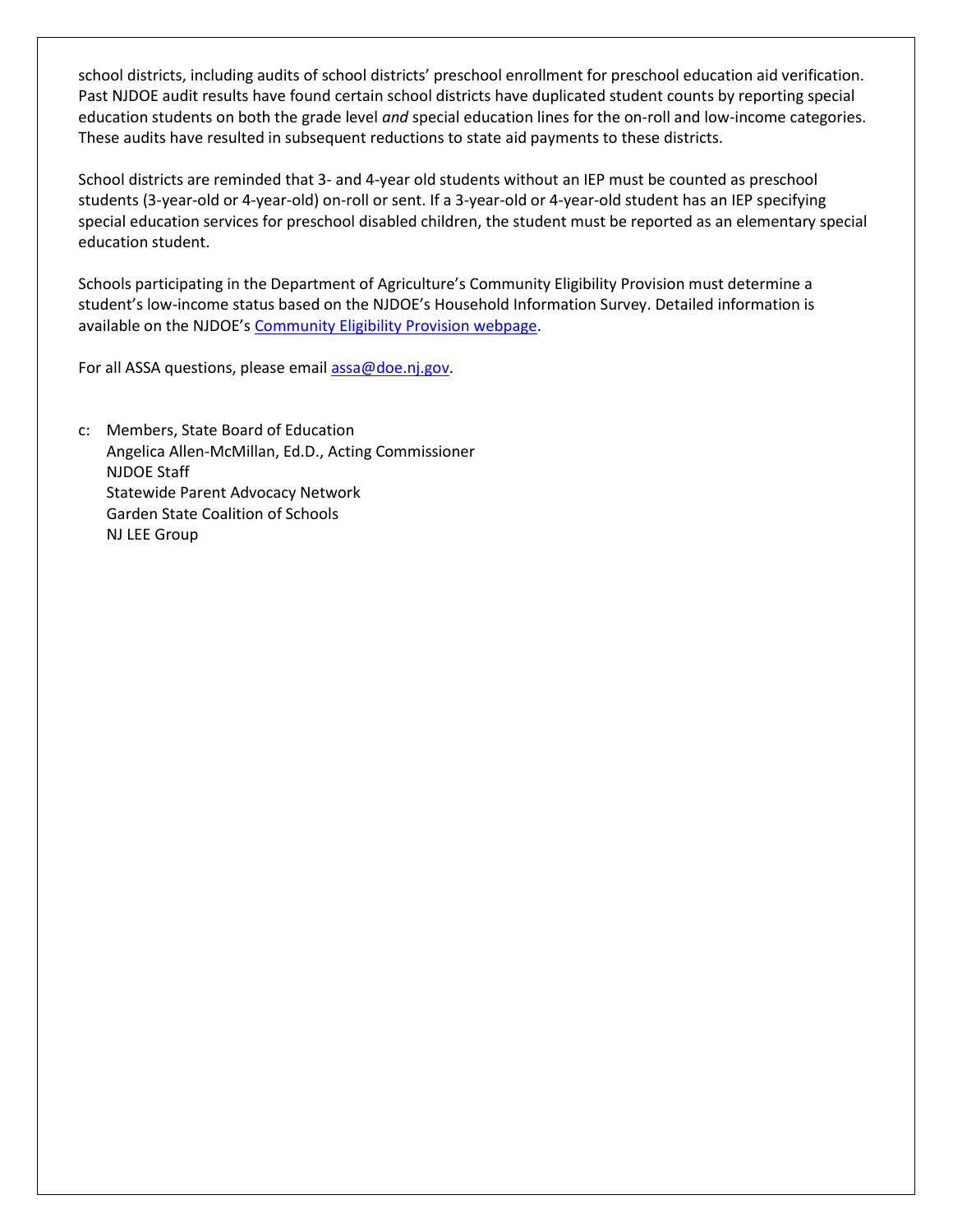school districts, including audits of school districts' preschool enrollment for preschool education aid verification. Past NJDOE audit results have found certain school districts have duplicated student counts by reporting special education students on both the grade level *and* special education lines for the on-roll and low-income categories. These audits have resulted in subsequent reductions to state aid payments to these districts.

School districts are reminded that 3- and 4-year old students without an IEP must be counted as preschool students (3-year-old or 4-year-old) on-roll or sent. If a 3-year-old or 4-year-old student has an IEP specifying special education services for preschool disabled children, the student must be reported as an elementary special education student.

Schools participating in the Department of Agriculture's Community Eligibility Provision must determine a student's low-income status based on the NJDOE's Household Information Survey. Detailed information is available on the NJDOE's [Community Eligibility Provision webpage](#).

For all ASSA questions, please email [assa@doe.nj.gov](mailto:assa@doe.nj.gov).

c: Members, State Board of Education
Angelica Allen-McMillan, Ed.D., Acting Commissioner
NJDOE Staff
Statewide Parent Advocacy Network
Garden State Coalition of Schools
NJ LEE Group